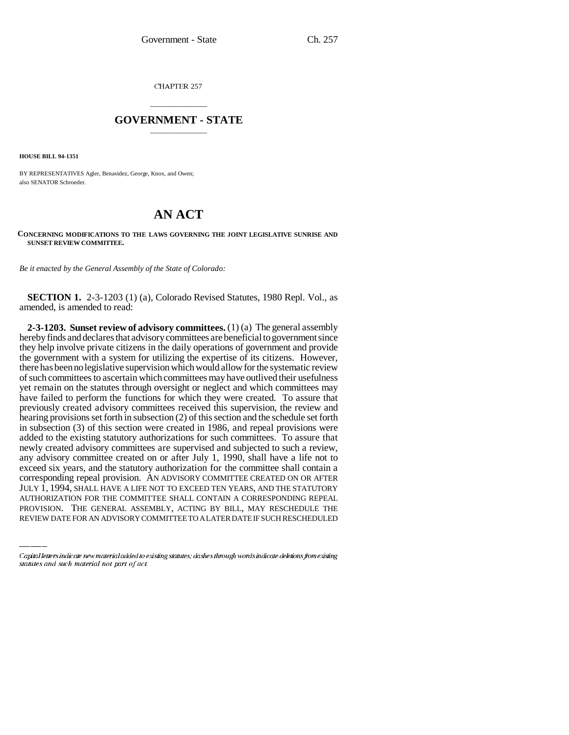CHAPTER 257

# GOVERNMENT - STATE

**HOUSE BILL 94-1351**

BY REPRESENTATIVES Agler, Benavidez, George, Knox, and Owen;
also SENATOR Schroeder.

# AN ACT

**CONCERNING MODIFICATIONS TO THE LAWS GOVERNING THE JOINT LEGISLATIVE SUNRISE AND SUNSET REVIEW COMMITTEE.**

*Be it enacted by the General Assembly of the State of Colorado:*

**SECTION 1.** 2-3-1203 (1) (a), Colorado Revised Statutes, 1980 Repl. Vol., as amended, is amended to read:

**2-3-1203. Sunset review of advisory committees.** (1) (a) The general assembly hereby finds and declares that advisory committees are beneficial to government since they help involve private citizens in the daily operations of government and provide the government with a system for utilizing the expertise of its citizens. However, there has been no legislative supervision which would allow for the systematic review of such committees to ascertain which committees may have outlived their usefulness yet remain on the statutes through oversight or neglect and which committees may have failed to perform the functions for which they were created. To assure that previously created advisory committees received this supervision, the review and hearing provisions set forth in subsection (2) of this section and the schedule set forth in subsection (3) of this section were created in 1986, and repeal provisions were added to the existing statutory authorizations for such committees. To assure that newly created advisory committees are supervised and subjected to such a review, any advisory committee created on or after July 1, 1990, shall have a life not to exceed six years, and the statutory authorization for the committee shall contain a corresponding repeal provision. AN ADVISORY COMMITTEE CREATED ON OR AFTER JULY 1, 1994, SHALL HAVE A LIFE NOT TO EXCEED TEN YEARS, AND THE STATUTORY AUTHORIZATION FOR THE COMMITTEE SHALL CONTAIN A CORRESPONDING REPEAL PROVISION. THE GENERAL ASSEMBLY, ACTING BY BILL, MAY RESCHEDULE THE REVIEW DATE FOR AN ADVISORY COMMITTEE TO A LATER DATE IF SUCH RESCHEDULED

Capital letters indicate new material added to existing statutes; dashes through words indicate deletions from existing statutes and such material not part of act.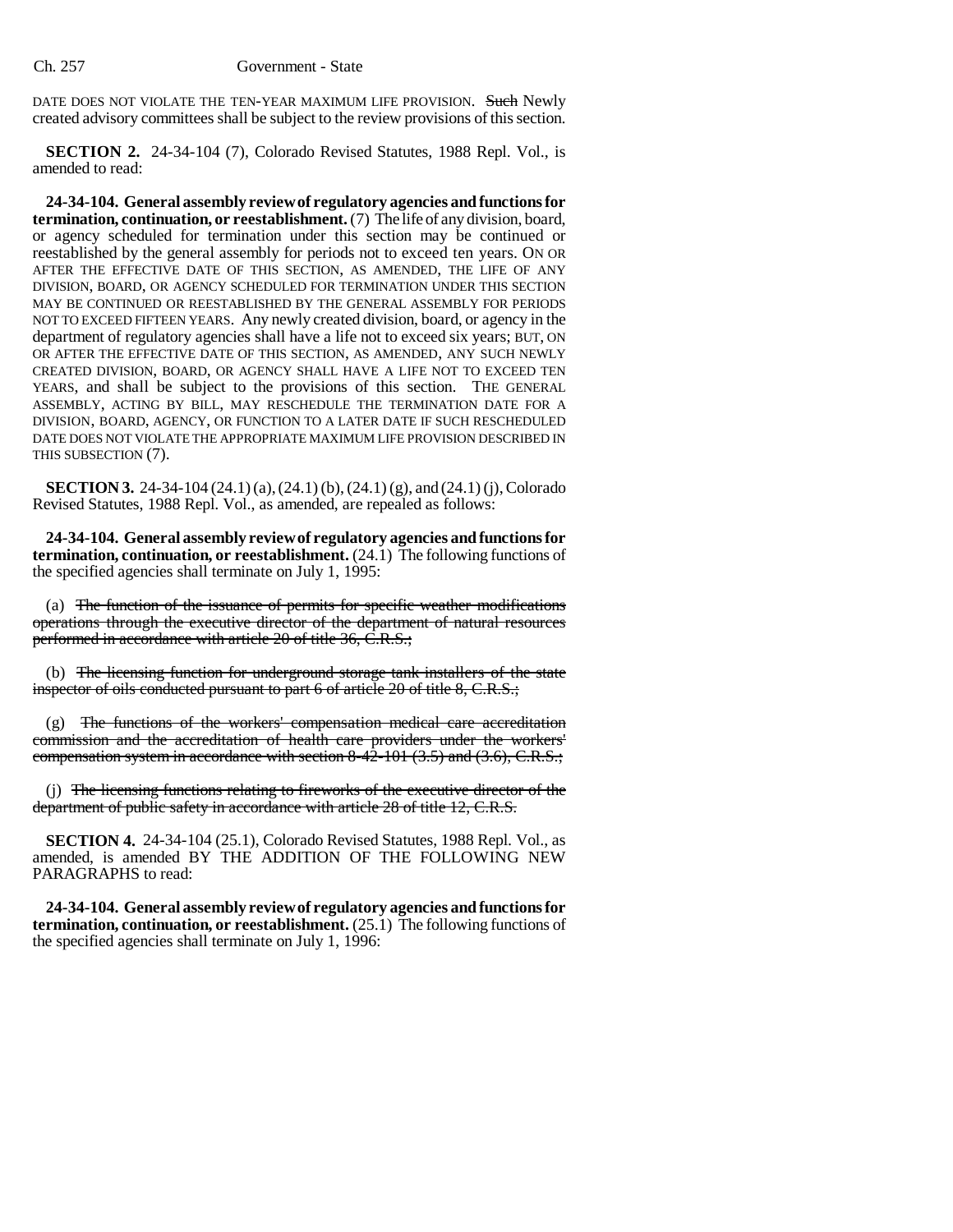DATE DOES NOT VIOLATE THE TEN-YEAR MAXIMUM LIFE PROVISION. ~~Such~~ Newly created advisory committees shall be subject to the review provisions of this section.

**SECTION 2.** 24-34-104 (7), Colorado Revised Statutes, 1988 Repl. Vol., is amended to read:

**24-34-104. General assembly review of regulatory agencies and functions for termination, continuation, or reestablishment.** (7) The life of any division, board, or agency scheduled for termination under this section may be continued or reestablished by the general assembly for periods not to exceed ten years. ON OR AFTER THE EFFECTIVE DATE OF THIS SECTION, AS AMENDED, THE LIFE OF ANY DIVISION, BOARD, OR AGENCY SCHEDULED FOR TERMINATION UNDER THIS SECTION MAY BE CONTINUED OR REESTABLISHED BY THE GENERAL ASSEMBLY FOR PERIODS NOT TO EXCEED FIFTEEN YEARS. Any newly created division, board, or agency in the department of regulatory agencies shall have a life not to exceed six years; BUT, ON OR AFTER THE EFFECTIVE DATE OF THIS SECTION, AS AMENDED, ANY SUCH NEWLY CREATED DIVISION, BOARD, OR AGENCY SHALL HAVE A LIFE NOT TO EXCEED TEN YEARS, and shall be subject to the provisions of this section. THE GENERAL ASSEMBLY, ACTING BY BILL, MAY RESCHEDULE THE TERMINATION DATE FOR A DIVISION, BOARD, AGENCY, OR FUNCTION TO A LATER DATE IF SUCH RESCHEDULED DATE DOES NOT VIOLATE THE APPROPRIATE MAXIMUM LIFE PROVISION DESCRIBED IN THIS SUBSECTION (7).

**SECTION 3.** 24-34-104 (24.1) (a), (24.1) (b), (24.1) (g), and (24.1) (j), Colorado Revised Statutes, 1988 Repl. Vol., as amended, are repealed as follows:

**24-34-104. General assembly review of regulatory agencies and functions for termination, continuation, or reestablishment.** (24.1) The following functions of the specified agencies shall terminate on July 1, 1995:

(a) ~~The function of the issuance of permits for specific weather modifications operations through the executive director of the department of natural resources performed in accordance with article 20 of title 36, C.R.S.;~~

(b) ~~The licensing function for underground storage tank installers of the state inspector of oils conducted pursuant to part 6 of article 20 of title 8, C.R.S.;~~

(g) ~~The functions of the workers' compensation medical care accreditation commission and the accreditation of health care providers under the workers' compensation system in accordance with section 8-42-101 (3.5) and (3.6), C.R.S.;~~

(j) ~~The licensing functions relating to fireworks of the executive director of the department of public safety in accordance with article 28 of title 12, C.R.S.~~

**SECTION 4.** 24-34-104 (25.1), Colorado Revised Statutes, 1988 Repl. Vol., as amended, is amended BY THE ADDITION OF THE FOLLOWING NEW PARAGRAPHS to read:

**24-34-104. General assembly review of regulatory agencies and functions for termination, continuation, or reestablishment.** (25.1) The following functions of the specified agencies shall terminate on July 1, 1996: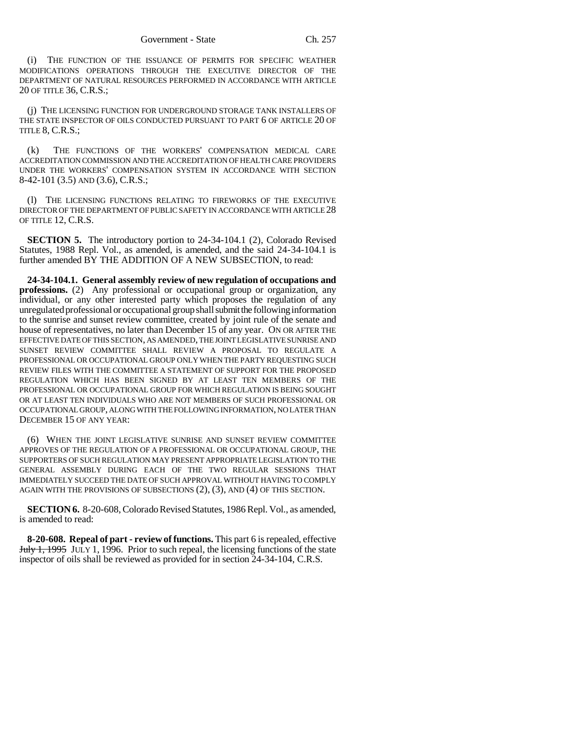(i) THE FUNCTION OF THE ISSUANCE OF PERMITS FOR SPECIFIC WEATHER MODIFICATIONS OPERATIONS THROUGH THE EXECUTIVE DIRECTOR OF THE DEPARTMENT OF NATURAL RESOURCES PERFORMED IN ACCORDANCE WITH ARTICLE 20 OF TITLE 36, C.R.S.;

(j) THE LICENSING FUNCTION FOR UNDERGROUND STORAGE TANK INSTALLERS OF THE STATE INSPECTOR OF OILS CONDUCTED PURSUANT TO PART 6 OF ARTICLE 20 OF TITLE 8, C.R.S.;

(k) THE FUNCTIONS OF THE WORKERS' COMPENSATION MEDICAL CARE ACCREDITATION COMMISSION AND THE ACCREDITATION OF HEALTH CARE PROVIDERS UNDER THE WORKERS' COMPENSATION SYSTEM IN ACCORDANCE WITH SECTION 8-42-101 (3.5) AND (3.6), C.R.S.;

(l) THE LICENSING FUNCTIONS RELATING TO FIREWORKS OF THE EXECUTIVE DIRECTOR OF THE DEPARTMENT OF PUBLIC SAFETY IN ACCORDANCE WITH ARTICLE 28 OF TITLE 12, C.R.S.

**SECTION 5.** The introductory portion to 24-34-104.1 (2), Colorado Revised Statutes, 1988 Repl. Vol., as amended, is amended, and the said 24-34-104.1 is further amended BY THE ADDITION OF A NEW SUBSECTION, to read:

**24-34-104.1. General assembly review of new regulation of occupations and professions.** (2) Any professional or occupational group or organization, any individual, or any other interested party which proposes the regulation of any unregulated professional or occupational group shall submit the following information to the sunrise and sunset review committee, created by joint rule of the senate and house of representatives, no later than December 15 of any year. ON OR AFTER THE EFFECTIVE DATE OF THIS SECTION, AS AMENDED, THE JOINT LEGISLATIVE SUNRISE AND SUNSET REVIEW COMMITTEE SHALL REVIEW A PROPOSAL TO REGULATE A PROFESSIONAL OR OCCUPATIONAL GROUP ONLY WHEN THE PARTY REQUESTING SUCH REVIEW FILES WITH THE COMMITTEE A STATEMENT OF SUPPORT FOR THE PROPOSED REGULATION WHICH HAS BEEN SIGNED BY AT LEAST TEN MEMBERS OF THE PROFESSIONAL OR OCCUPATIONAL GROUP FOR WHICH REGULATION IS BEING SOUGHT OR AT LEAST TEN INDIVIDUALS WHO ARE NOT MEMBERS OF SUCH PROFESSIONAL OR OCCUPATIONAL GROUP, ALONG WITH THE FOLLOWING INFORMATION, NO LATER THAN DECEMBER 15 OF ANY YEAR:

(6) WHEN THE JOINT LEGISLATIVE SUNRISE AND SUNSET REVIEW COMMITTEE APPROVES OF THE REGULATION OF A PROFESSIONAL OR OCCUPATIONAL GROUP, THE SUPPORTERS OF SUCH REGULATION MAY PRESENT APPROPRIATE LEGISLATION TO THE GENERAL ASSEMBLY DURING EACH OF THE TWO REGULAR SESSIONS THAT IMMEDIATELY SUCCEED THE DATE OF SUCH APPROVAL WITHOUT HAVING TO COMPLY AGAIN WITH THE PROVISIONS OF SUBSECTIONS (2), (3), AND (4) OF THIS SECTION.

**SECTION 6.** 8-20-608, Colorado Revised Statutes, 1986 Repl. Vol., as amended, is amended to read:

**8-20-608. Repeal of part - review of functions.** This part 6 is repealed, effective ~~July 1, 1995~~ JULY 1, 1996. Prior to such repeal, the licensing functions of the state inspector of oils shall be reviewed as provided for in section 24-34-104, C.R.S.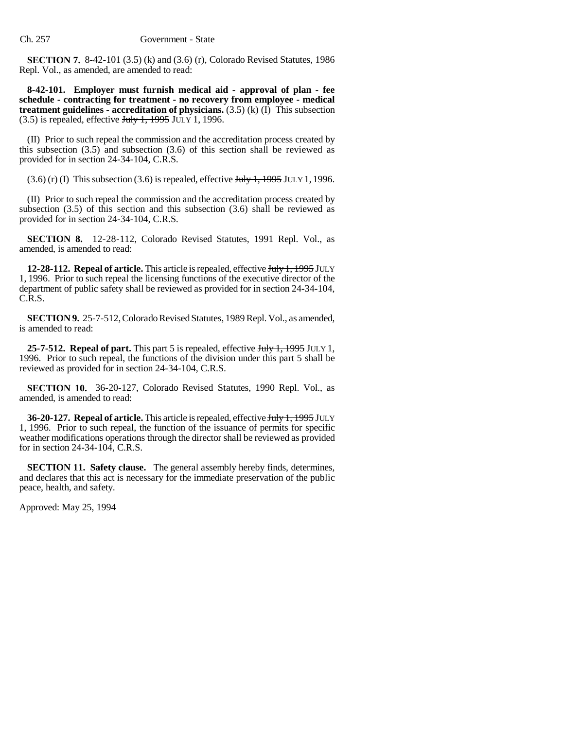**SECTION 7.** 8-42-101 (3.5) (k) and (3.6) (r), Colorado Revised Statutes, 1986 Repl. Vol., as amended, are amended to read:

**8-42-101. Employer must furnish medical aid - approval of plan - fee schedule - contracting for treatment - no recovery from employee - medical treatment guidelines - accreditation of physicians.** (3.5) (k) (I) This subsection (3.5) is repealed, effective ~~July 1, 1995~~ JULY 1, 1996.

(II) Prior to such repeal the commission and the accreditation process created by this subsection (3.5) and subsection (3.6) of this section shall be reviewed as provided for in section 24-34-104, C.R.S.

(3.6) (r) (I) This subsection (3.6) is repealed, effective ~~July 1, 1995~~ JULY 1, 1996.

(II) Prior to such repeal the commission and the accreditation process created by subsection (3.5) of this section and this subsection (3.6) shall be reviewed as provided for in section 24-34-104, C.R.S.

**SECTION 8.** 12-28-112, Colorado Revised Statutes, 1991 Repl. Vol., as amended, is amended to read:

**12-28-112. Repeal of article.** This article is repealed, effective ~~July 1, 1995~~ JULY 1, 1996. Prior to such repeal the licensing functions of the executive director of the department of public safety shall be reviewed as provided for in section 24-34-104, C.R.S.

**SECTION 9.** 25-7-512, Colorado Revised Statutes, 1989 Repl. Vol., as amended, is amended to read:

**25-7-512. Repeal of part.** This part 5 is repealed, effective ~~July 1, 1995~~ JULY 1, 1996. Prior to such repeal, the functions of the division under this part 5 shall be reviewed as provided for in section 24-34-104, C.R.S.

**SECTION 10.** 36-20-127, Colorado Revised Statutes, 1990 Repl. Vol., as amended, is amended to read:

**36-20-127. Repeal of article.** This article is repealed, effective ~~July 1, 1995~~ JULY 1, 1996. Prior to such repeal, the function of the issuance of permits for specific weather modifications operations through the director shall be reviewed as provided for in section 24-34-104, C.R.S.

**SECTION 11. Safety clause.** The general assembly hereby finds, determines, and declares that this act is necessary for the immediate preservation of the public peace, health, and safety.

Approved: May 25, 1994